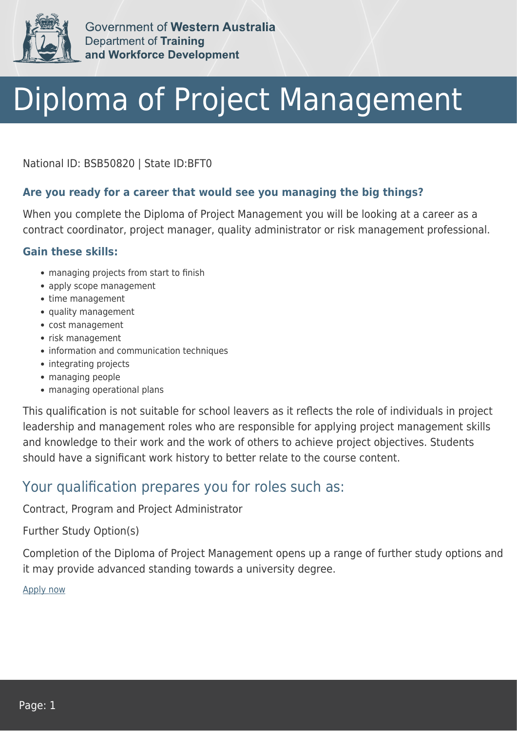Government of **Western Australia**
Department of **Training and Workforce Development**

# Diploma of Project Management

National ID: BSB50820 | State ID:BFT0

### Are you ready for a career that would see you managing the big things?

When you complete the Diploma of Project Management you will be looking at a career as a contract coordinator, project manager, quality administrator or risk management professional.

### Gain these skills:

- managing projects from start to finish
- apply scope management
- time management
- quality management
- cost management
- risk management
- information and communication techniques
- integrating projects
- managing people
- managing operational plans

This qualification is not suitable for school leavers as it reflects the role of individuals in project leadership and management roles who are responsible for applying project management skills and knowledge to their work and the work of others to achieve project objectives. Students should have a significant work history to better relate to the course content.

## Your qualification prepares you for roles such as:

Contract, Program and Project Administrator

Further Study Option(s)

Completion of the Diploma of Project Management opens up a range of further study options and it may provide advanced standing towards a university degree.

Apply now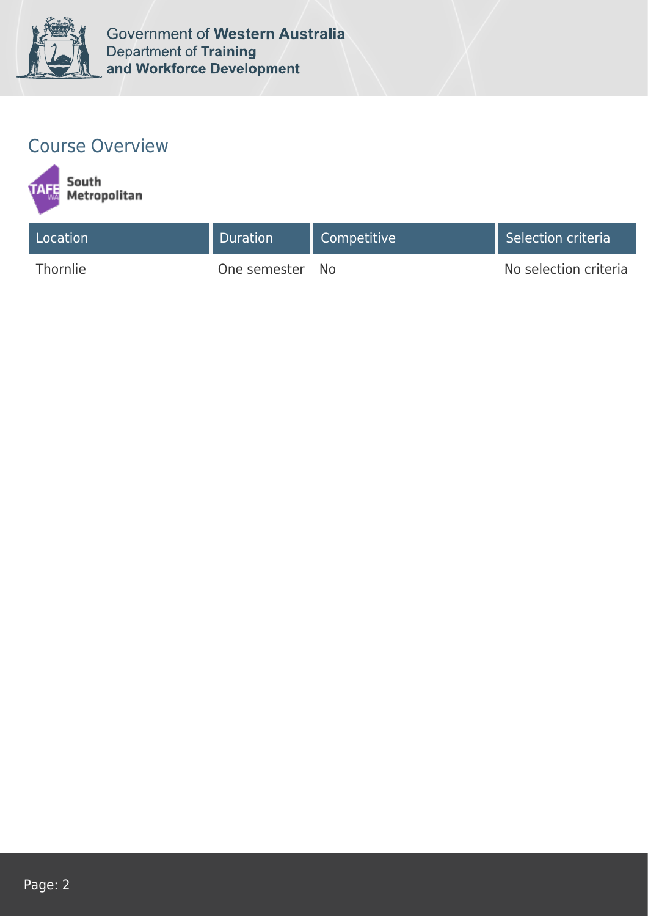## Course Overview

South Metropolitan

| Location | Duration | Competitive | Selection criteria |
| --- | --- | --- | --- |
| Thornlie | One semester | No | No selection criteria |